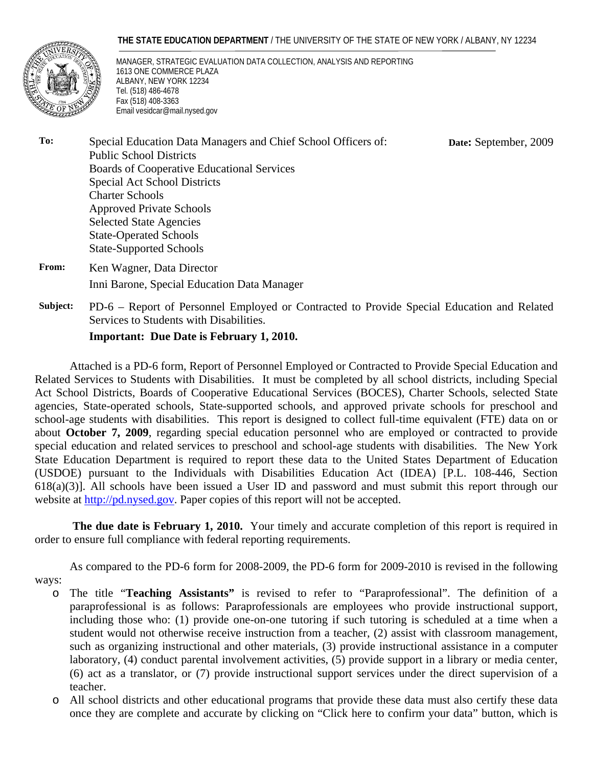**THE STATE EDUCATION DEPARTMENT** / THE UNIVERSITY OF THE STATE OF NEW YORK / ALBANY, NY 12234

MANAGER, STRATEGIC EVALUATION DATA COLLECTION, ANALYSIS AND REPORTING
1613 ONE COMMERCE PLAZA
ALBANY, NEW YORK 12234
Tel. (518) 486-4678
Fax (518) 408-3363
Email vesidcar@mail.nysed.gov

**To:** Special Education Data Managers and Chief School Officers of:
Public School Districts
Boards of Cooperative Educational Services
Special Act School Districts
Charter Schools
Approved Private Schools
Selected State Agencies
State-Operated Schools
State-Supported Schools

**Date:** September, 2009

**From:** Ken Wagner, Data Director
Inni Barone, Special Education Data Manager

**Subject:** PD-6 – Report of Personnel Employed or Contracted to Provide Special Education and Related Services to Students with Disabilities.

**Important: Due Date is February 1, 2010.**

Attached is a PD-6 form, Report of Personnel Employed or Contracted to Provide Special Education and Related Services to Students with Disabilities. It must be completed by all school districts, including Special Act School Districts, Boards of Cooperative Educational Services (BOCES), Charter Schools, selected State agencies, State-operated schools, State-supported schools, and approved private schools for preschool and school-age students with disabilities. This report is designed to collect full-time equivalent (FTE) data on or about **October 7, 2009**, regarding special education personnel who are employed or contracted to provide special education and related services to preschool and school-age students with disabilities. The New York State Education Department is required to report these data to the United States Department of Education (USDOE) pursuant to the Individuals with Disabilities Education Act (IDEA) [P.L. 108-446, Section 618(a)(3)]. All schools have been issued a User ID and password and must submit this report through our website at http://pd.nysed.gov. Paper copies of this report will not be accepted.

**The due date is February 1, 2010.** Your timely and accurate completion of this report is required in order to ensure full compliance with federal reporting requirements.

As compared to the PD-6 form for 2008-2009, the PD-6 form for 2009-2010 is revised in the following ways:

- The title "**Teaching Assistants"** is revised to refer to "Paraprofessional". The definition of a paraprofessional is as follows: Paraprofessionals are employees who provide instructional support, including those who: (1) provide one-on-one tutoring if such tutoring is scheduled at a time when a student would not otherwise receive instruction from a teacher, (2) assist with classroom management, such as organizing instructional and other materials, (3) provide instructional assistance in a computer laboratory, (4) conduct parental involvement activities, (5) provide support in a library or media center, (6) act as a translator, or (7) provide instructional support services under the direct supervision of a teacher.
- All school districts and other educational programs that provide these data must also certify these data once they are complete and accurate by clicking on "Click here to confirm your data" button, which is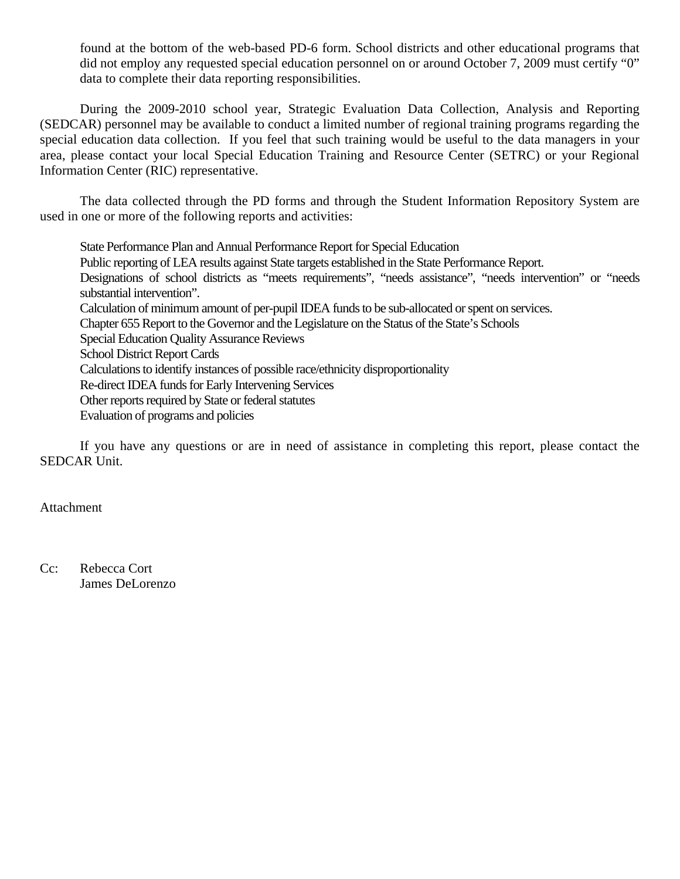found at the bottom of the web-based PD-6 form. School districts and other educational programs that did not employ any requested special education personnel on or around October 7, 2009 must certify "0" data to complete their data reporting responsibilities.

During the 2009-2010 school year, Strategic Evaluation Data Collection, Analysis and Reporting (SEDCAR) personnel may be available to conduct a limited number of regional training programs regarding the special education data collection. If you feel that such training would be useful to the data managers in your area, please contact your local Special Education Training and Resource Center (SETRC) or your Regional Information Center (RIC) representative.

The data collected through the PD forms and through the Student Information Repository System are used in one or more of the following reports and activities:

- State Performance Plan and Annual Performance Report for Special Education
- Public reporting of LEA results against State targets established in the State Performance Report.
- Designations of school districts as "meets requirements", "needs assistance", "needs intervention" or "needs substantial intervention".
- Calculation of minimum amount of per-pupil IDEA funds to be sub-allocated or spent on services.
- Chapter 655 Report to the Governor and the Legislature on the Status of the State's Schools
- Special Education Quality Assurance Reviews
- School District Report Cards
- Calculations to identify instances of possible race/ethnicity disproportionality
- Re-direct IDEA funds for Early Intervening Services
- Other reports required by State or federal statutes
- Evaluation of programs and policies

If you have any questions or are in need of assistance in completing this report, please contact the SEDCAR Unit.

Attachment

Cc: Rebecca Cort
James DeLorenzo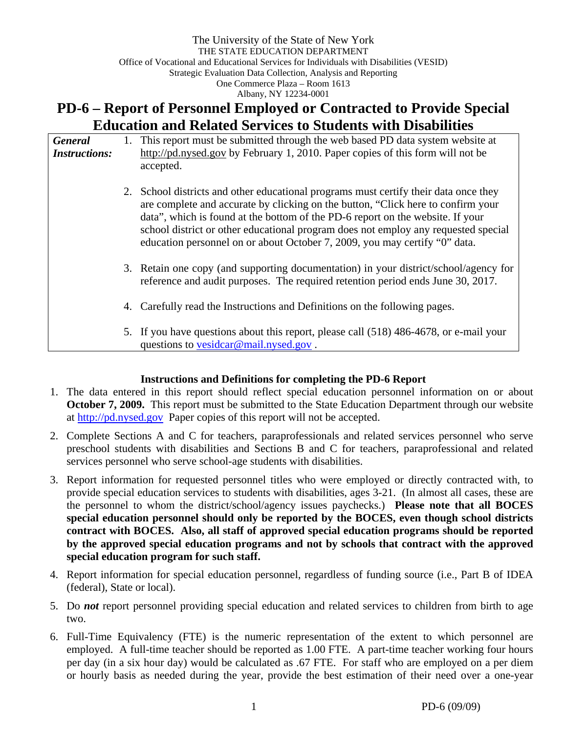The University of the State of New York
THE STATE EDUCATION DEPARTMENT
Office of Vocational and Educational Services for Individuals with Disabilities (VESID)
Strategic Evaluation Data Collection, Analysis and Reporting
One Commerce Plaza – Room 1613
Albany, NY 12234-0001

# PD-6 – Report of Personnel Employed or Contracted to Provide Special Education and Related Services to Students with Disabilities

***General Instructions:***

1. This report must be submitted through the web based PD data system website at http://pd.nysed.gov by February 1, 2010. Paper copies of this form will not be accepted.

2. School districts and other educational programs must certify their data once they are complete and accurate by clicking on the button, "Click here to confirm your data", which is found at the bottom of the PD-6 report on the website. If your school district or other educational program does not employ any requested special education personnel on or about October 7, 2009, you may certify "0" data.

3. Retain one copy (and supporting documentation) in your district/school/agency for reference and audit purposes. The required retention period ends June 30, 2017.

4. Carefully read the Instructions and Definitions on the following pages.

5. If you have questions about this report, please call (518) 486-4678, or e-mail your questions to vesidcar@mail.nysed.gov .

### Instructions and Definitions for completing the PD-6 Report

1. The data entered in this report should reflect special education personnel information on or about **October 7, 2009.** This report must be submitted to the State Education Department through our website at http://pd.nysed.gov Paper copies of this report will not be accepted.

2. Complete Sections A and C for teachers, paraprofessionals and related services personnel who serve preschool students with disabilities and Sections B and C for teachers, paraprofessional and related services personnel who serve school-age students with disabilities.

3. Report information for requested personnel titles who were employed or directly contracted with, to provide special education services to students with disabilities, ages 3-21. (In almost all cases, these are the personnel to whom the district/school/agency issues paychecks.) **Please note that all BOCES special education personnel should only be reported by the BOCES, even though school districts contract with BOCES. Also, all staff of approved special education programs should be reported by the approved special education programs and not by schools that contract with the approved special education program for such staff.**

4. Report information for special education personnel, regardless of funding source (i.e., Part B of IDEA (federal), State or local).

5. Do ***not*** report personnel providing special education and related services to children from birth to age two.

6. Full-Time Equivalency (FTE) is the numeric representation of the extent to which personnel are employed. A full-time teacher should be reported as 1.00 FTE. A part-time teacher working four hours per day (in a six hour day) would be calculated as .67 FTE. For staff who are employed on a per diem or hourly basis as needed during the year, provide the best estimation of their need over a one-year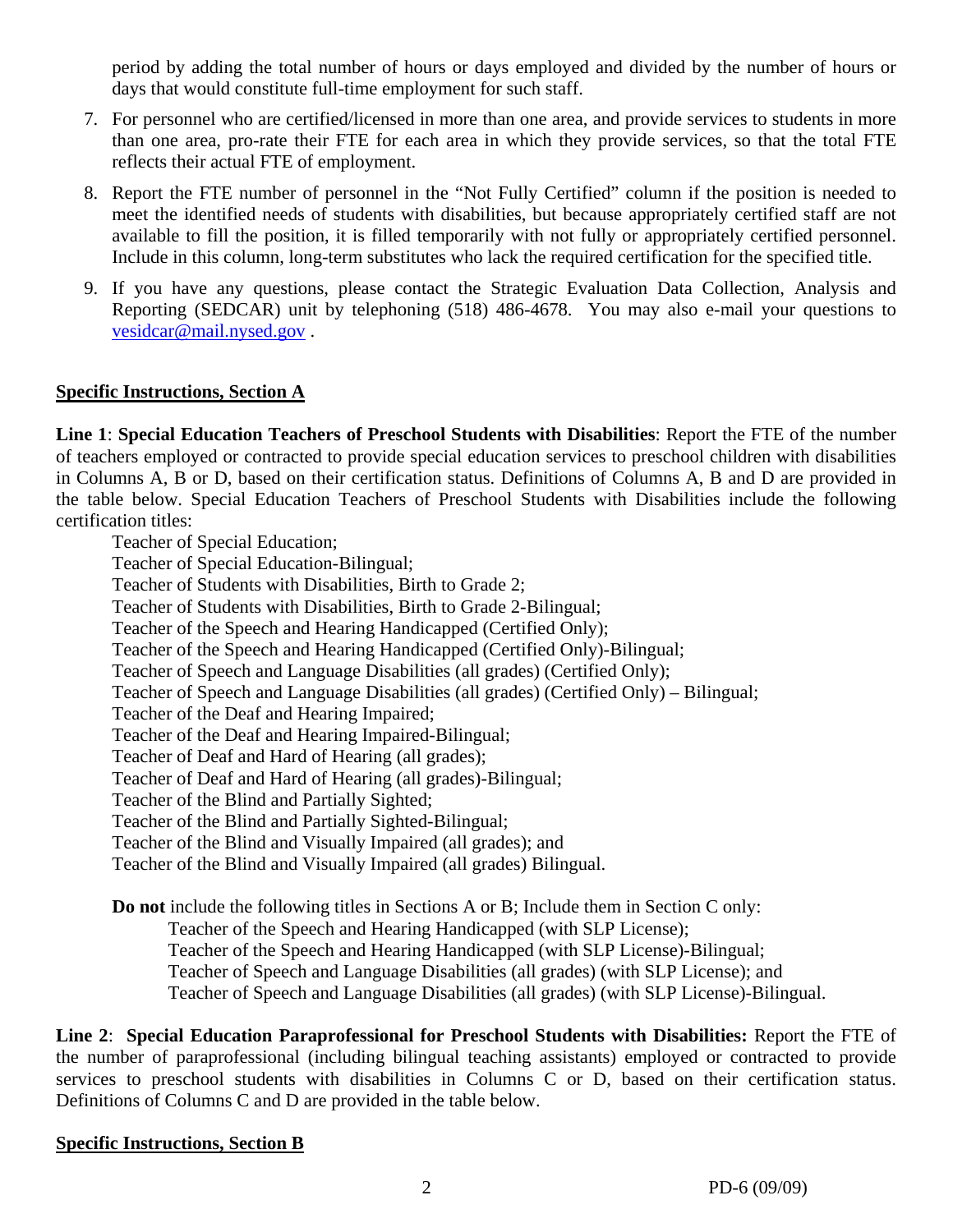period by adding the total number of hours or days employed and divided by the number of hours or days that would constitute full-time employment for such staff.

7. For personnel who are certified/licensed in more than one area, and provide services to students in more than one area, pro-rate their FTE for each area in which they provide services, so that the total FTE reflects their actual FTE of employment.

8. Report the FTE number of personnel in the "Not Fully Certified" column if the position is needed to meet the identified needs of students with disabilities, but because appropriately certified staff are not available to fill the position, it is filled temporarily with not fully or appropriately certified personnel. Include in this column, long-term substitutes who lack the required certification for the specified title.

9. If you have any questions, please contact the Strategic Evaluation Data Collection, Analysis and Reporting (SEDCAR) unit by telephoning (518) 486-4678. You may also e-mail your questions to vesidcar@mail.nysed.gov .

**Specific Instructions, Section A**

**Line 1**: **Special Education Teachers of Preschool Students with Disabilities**: Report the FTE of the number of teachers employed or contracted to provide special education services to preschool children with disabilities in Columns A, B or D, based on their certification status. Definitions of Columns A, B and D are provided in the table below. Special Education Teachers of Preschool Students with Disabilities include the following certification titles:

Teacher of Special Education;
Teacher of Special Education-Bilingual;
Teacher of Students with Disabilities, Birth to Grade 2;
Teacher of Students with Disabilities, Birth to Grade 2-Bilingual;
Teacher of the Speech and Hearing Handicapped (Certified Only);
Teacher of the Speech and Hearing Handicapped (Certified Only)-Bilingual;
Teacher of Speech and Language Disabilities (all grades) (Certified Only);
Teacher of Speech and Language Disabilities (all grades) (Certified Only) – Bilingual;
Teacher of the Deaf and Hearing Impaired;
Teacher of the Deaf and Hearing Impaired-Bilingual;
Teacher of Deaf and Hard of Hearing (all grades);
Teacher of Deaf and Hard of Hearing (all grades)-Bilingual;
Teacher of the Blind and Partially Sighted;
Teacher of the Blind and Partially Sighted-Bilingual;
Teacher of the Blind and Visually Impaired (all grades); and
Teacher of the Blind and Visually Impaired (all grades) Bilingual.

**Do not** include the following titles in Sections A or B; Include them in Section C only:
Teacher of the Speech and Hearing Handicapped (with SLP License);
Teacher of the Speech and Hearing Handicapped (with SLP License)-Bilingual;
Teacher of Speech and Language Disabilities (all grades) (with SLP License); and
Teacher of Speech and Language Disabilities (all grades) (with SLP License)-Bilingual.

**Line 2**: **Special Education Paraprofessional for Preschool Students with Disabilities:** Report the FTE of the number of paraprofessional (including bilingual teaching assistants) employed or contracted to provide services to preschool students with disabilities in Columns C or D, based on their certification status. Definitions of Columns C and D are provided in the table below.

**Specific Instructions, Section B**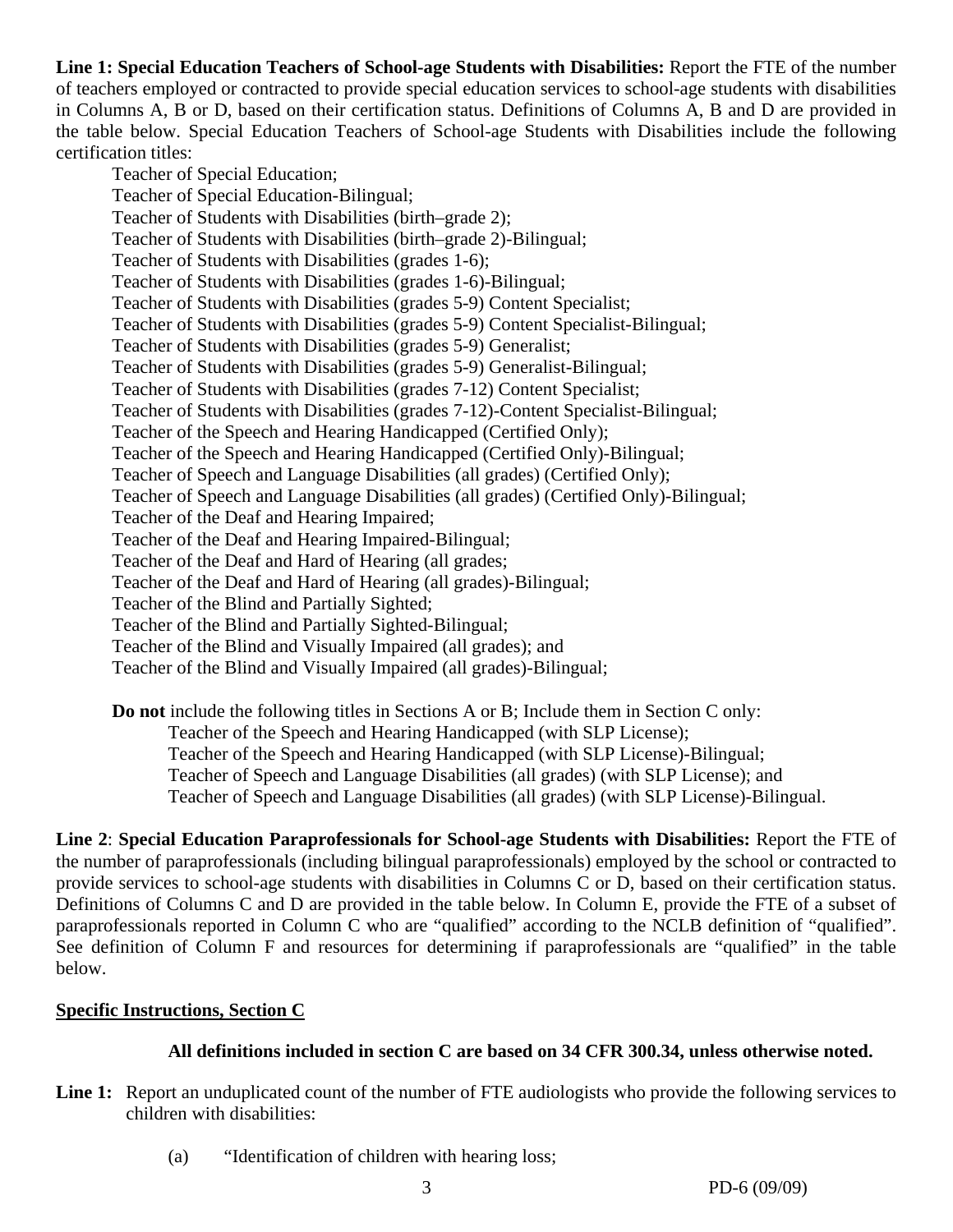**Line 1: Special Education Teachers of School-age Students with Disabilities:** Report the FTE of the number of teachers employed or contracted to provide special education services to school-age students with disabilities in Columns A, B or D, based on their certification status. Definitions of Columns A, B and D are provided in the table below. Special Education Teachers of School-age Students with Disabilities include the following certification titles:

Teacher of Special Education;
Teacher of Special Education-Bilingual;
Teacher of Students with Disabilities (birth–grade 2);
Teacher of Students with Disabilities (birth–grade 2)-Bilingual;
Teacher of Students with Disabilities (grades 1-6);
Teacher of Students with Disabilities (grades 1-6)-Bilingual;
Teacher of Students with Disabilities (grades 5-9) Content Specialist;
Teacher of Students with Disabilities (grades 5-9) Content Specialist-Bilingual;
Teacher of Students with Disabilities (grades 5-9) Generalist;
Teacher of Students with Disabilities (grades 5-9) Generalist-Bilingual;
Teacher of Students with Disabilities (grades 7-12) Content Specialist;
Teacher of Students with Disabilities (grades 7-12)-Content Specialist-Bilingual;
Teacher of the Speech and Hearing Handicapped (Certified Only);
Teacher of the Speech and Hearing Handicapped (Certified Only)-Bilingual;
Teacher of Speech and Language Disabilities (all grades) (Certified Only);
Teacher of Speech and Language Disabilities (all grades) (Certified Only)-Bilingual;
Teacher of the Deaf and Hearing Impaired;
Teacher of the Deaf and Hearing Impaired-Bilingual;
Teacher of the Deaf and Hard of Hearing (all grades;
Teacher of the Deaf and Hard of Hearing (all grades)-Bilingual;
Teacher of the Blind and Partially Sighted;
Teacher of the Blind and Partially Sighted-Bilingual;
Teacher of the Blind and Visually Impaired (all grades); and
Teacher of the Blind and Visually Impaired (all grades)-Bilingual;

**Do not** include the following titles in Sections A or B; Include them in Section C only:
Teacher of the Speech and Hearing Handicapped (with SLP License);
Teacher of the Speech and Hearing Handicapped (with SLP License)-Bilingual;
Teacher of Speech and Language Disabilities (all grades) (with SLP License); and
Teacher of Speech and Language Disabilities (all grades) (with SLP License)-Bilingual.

**Line 2**: **Special Education Paraprofessionals for School-age Students with Disabilities:** Report the FTE of the number of paraprofessionals (including bilingual paraprofessionals) employed by the school or contracted to provide services to school-age students with disabilities in Columns C or D, based on their certification status. Definitions of Columns C and D are provided in the table below. In Column E, provide the FTE of a subset of paraprofessionals reported in Column C who are "qualified" according to the NCLB definition of "qualified". See definition of Column F and resources for determining if paraprofessionals are "qualified" in the table below.

## Specific Instructions, Section C

**All definitions included in section C are based on 34 CFR 300.34, unless otherwise noted.**

**Line 1:** Report an unduplicated count of the number of FTE audiologists who provide the following services to children with disabilities:

(a) "Identification of children with hearing loss;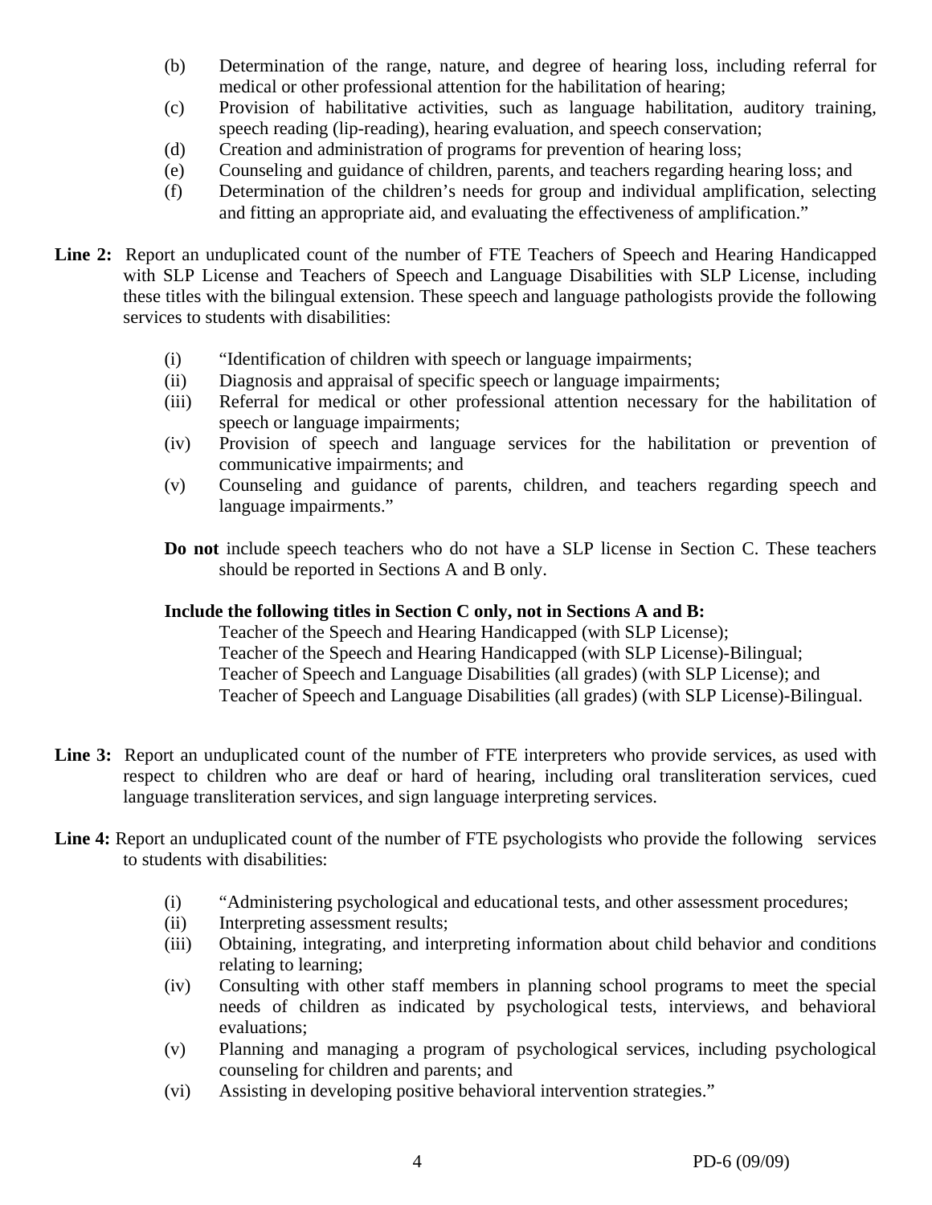(b) Determination of the range, nature, and degree of hearing loss, including referral for medical or other professional attention for the habilitation of hearing;
(c) Provision of habilitative activities, such as language habilitation, auditory training, speech reading (lip-reading), hearing evaluation, and speech conservation;
(d) Creation and administration of programs for prevention of hearing loss;
(e) Counseling and guidance of children, parents, and teachers regarding hearing loss; and
(f) Determination of the children's needs for group and individual amplification, selecting and fitting an appropriate aid, and evaluating the effectiveness of amplification."

**Line 2:** Report an unduplicated count of the number of FTE Teachers of Speech and Hearing Handicapped with SLP License and Teachers of Speech and Language Disabilities with SLP License, including these titles with the bilingual extension. These speech and language pathologists provide the following services to students with disabilities:

(i) "Identification of children with speech or language impairments;
(ii) Diagnosis and appraisal of specific speech or language impairments;
(iii) Referral for medical or other professional attention necessary for the habilitation of speech or language impairments;
(iv) Provision of speech and language services for the habilitation or prevention of communicative impairments; and
(v) Counseling and guidance of parents, children, and teachers regarding speech and language impairments."

**Do not** include speech teachers who do not have a SLP license in Section C. These teachers should be reported in Sections A and B only.

**Include the following titles in Section C only, not in Sections A and B:**

Teacher of the Speech and Hearing Handicapped (with SLP License);
Teacher of the Speech and Hearing Handicapped (with SLP License)-Bilingual;
Teacher of Speech and Language Disabilities (all grades) (with SLP License); and
Teacher of Speech and Language Disabilities (all grades) (with SLP License)-Bilingual.

**Line 3:** Report an unduplicated count of the number of FTE interpreters who provide services, as used with respect to children who are deaf or hard of hearing, including oral transliteration services, cued language transliteration services, and sign language interpreting services.

**Line 4:** Report an unduplicated count of the number of FTE psychologists who provide the following services to students with disabilities:

(i) "Administering psychological and educational tests, and other assessment procedures;
(ii) Interpreting assessment results;
(iii) Obtaining, integrating, and interpreting information about child behavior and conditions relating to learning;
(iv) Consulting with other staff members in planning school programs to meet the special needs of children as indicated by psychological tests, interviews, and behavioral evaluations;
(v) Planning and managing a program of psychological services, including psychological counseling for children and parents; and
(vi) Assisting in developing positive behavioral intervention strategies."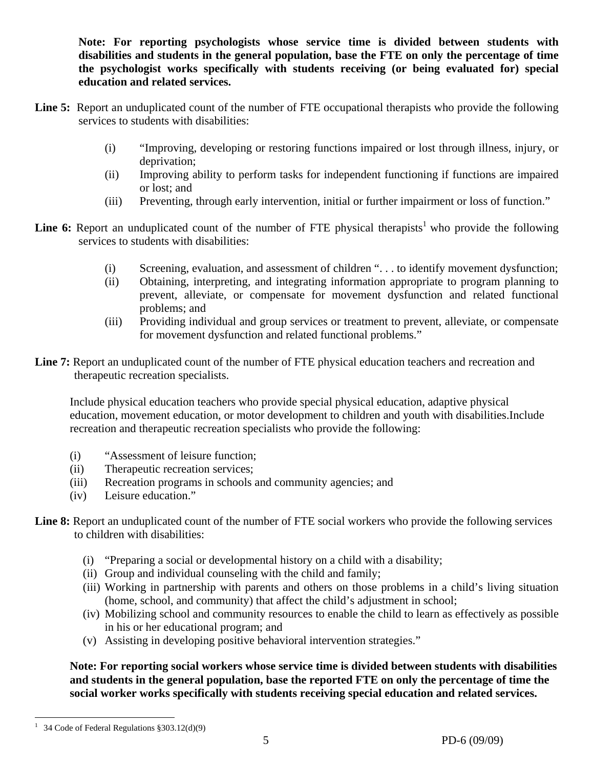**Note: For reporting psychologists whose service time is divided between students with disabilities and students in the general population, base the FTE on only the percentage of time the psychologist works specifically with students receiving (or being evaluated for) special education and related services.**

**Line 5:** Report an unduplicated count of the number of FTE occupational therapists who provide the following services to students with disabilities:

(i) "Improving, developing or restoring functions impaired or lost through illness, injury, or deprivation;

(ii) Improving ability to perform tasks for independent functioning if functions are impaired or lost; and

(iii) Preventing, through early intervention, initial or further impairment or loss of function."

**Line 6:** Report an unduplicated count of the number of FTE physical therapists[1] who provide the following services to students with disabilities:

(i) Screening, evaluation, and assessment of children ". . . to identify movement dysfunction;

(ii) Obtaining, interpreting, and integrating information appropriate to program planning to prevent, alleviate, or compensate for movement dysfunction and related functional problems; and

(iii) Providing individual and group services or treatment to prevent, alleviate, or compensate for movement dysfunction and related functional problems."

**Line 7:** Report an unduplicated count of the number of FTE physical education teachers and recreation and therapeutic recreation specialists.

Include physical education teachers who provide special physical education, adaptive physical education, movement education, or motor development to children and youth with disabilities.Include recreation and therapeutic recreation specialists who provide the following:

(i) "Assessment of leisure function;

(ii) Therapeutic recreation services;

(iii) Recreation programs in schools and community agencies; and

(iv) Leisure education."

**Line 8:** Report an unduplicated count of the number of FTE social workers who provide the following services to children with disabilities:

(i) "Preparing a social or developmental history on a child with a disability;

(ii) Group and individual counseling with the child and family;

(iii) Working in partnership with parents and others on those problems in a child's living situation (home, school, and community) that affect the child's adjustment in school;

(iv) Mobilizing school and community resources to enable the child to learn as effectively as possible in his or her educational program; and

(v) Assisting in developing positive behavioral intervention strategies."

**Note: For reporting social workers whose service time is divided between students with disabilities and students in the general population, base the reported FTE on only the percentage of time the social worker works specifically with students receiving special education and related services.**

---

[1] 34 Code of Federal Regulations §303.12(d)(9)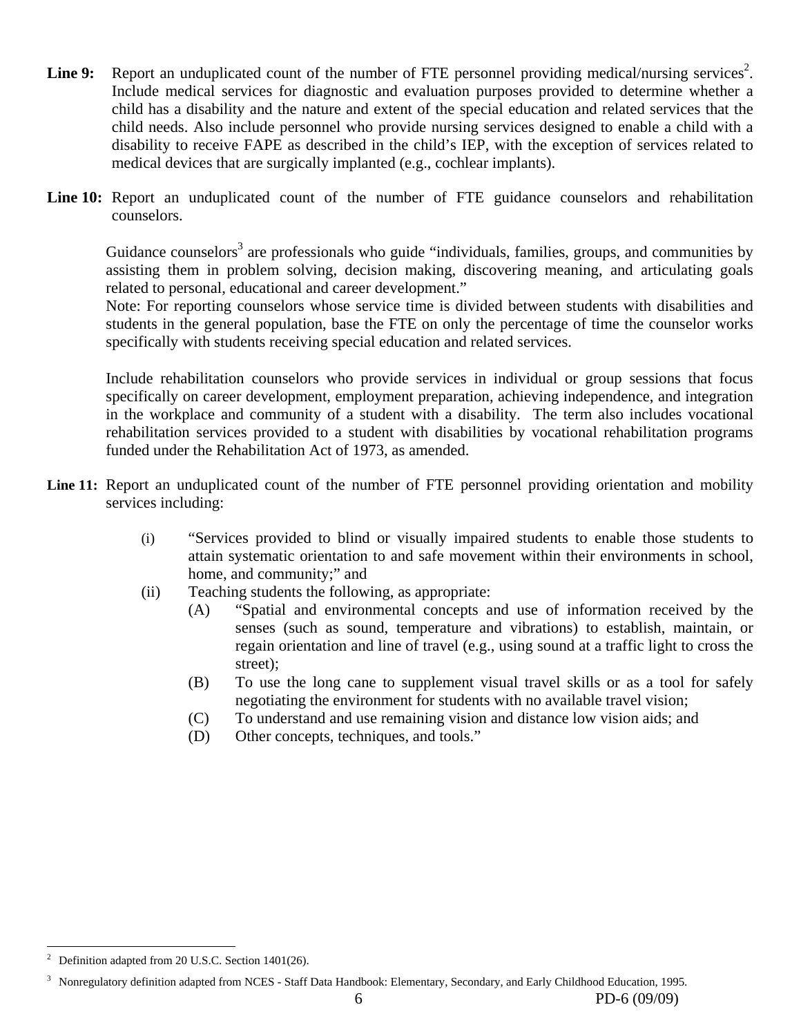**Line 9:** Report an unduplicated count of the number of FTE personnel providing medical/nursing services[2]. Include medical services for diagnostic and evaluation purposes provided to determine whether a child has a disability and the nature and extent of the special education and related services that the child needs. Also include personnel who provide nursing services designed to enable a child with a disability to receive FAPE as described in the child's IEP, with the exception of services related to medical devices that are surgically implanted (e.g., cochlear implants).

**Line 10:** Report an unduplicated count of the number of FTE guidance counselors and rehabilitation counselors.

Guidance counselors[3] are professionals who guide "individuals, families, groups, and communities by assisting them in problem solving, decision making, discovering meaning, and articulating goals related to personal, educational and career development."
Note: For reporting counselors whose service time is divided between students with disabilities and students in the general population, base the FTE on only the percentage of time the counselor works specifically with students receiving special education and related services.

Include rehabilitation counselors who provide services in individual or group sessions that focus specifically on career development, employment preparation, achieving independence, and integration in the workplace and community of a student with a disability. The term also includes vocational rehabilitation services provided to a student with disabilities by vocational rehabilitation programs funded under the Rehabilitation Act of 1973, as amended.

**Line 11:** Report an unduplicated count of the number of FTE personnel providing orientation and mobility services including:

- (i) "Services provided to blind or visually impaired students to enable those students to attain systematic orientation to and safe movement within their environments in school, home, and community;" and
- (ii) Teaching students the following, as appropriate:
  - (A) "Spatial and environmental concepts and use of information received by the senses (such as sound, temperature and vibrations) to establish, maintain, or regain orientation and line of travel (e.g., using sound at a traffic light to cross the street);
  - (B) To use the long cane to supplement visual travel skills or as a tool for safely negotiating the environment for students with no available travel vision;
  - (C) To understand and use remaining vision and distance low vision aids; and
  - (D) Other concepts, techniques, and tools."

---

[2] Definition adapted from 20 U.S.C. Section 1401(26).

[3] Nonregulatory definition adapted from NCES - Staff Data Handbook: Elementary, Secondary, and Early Childhood Education, 1995.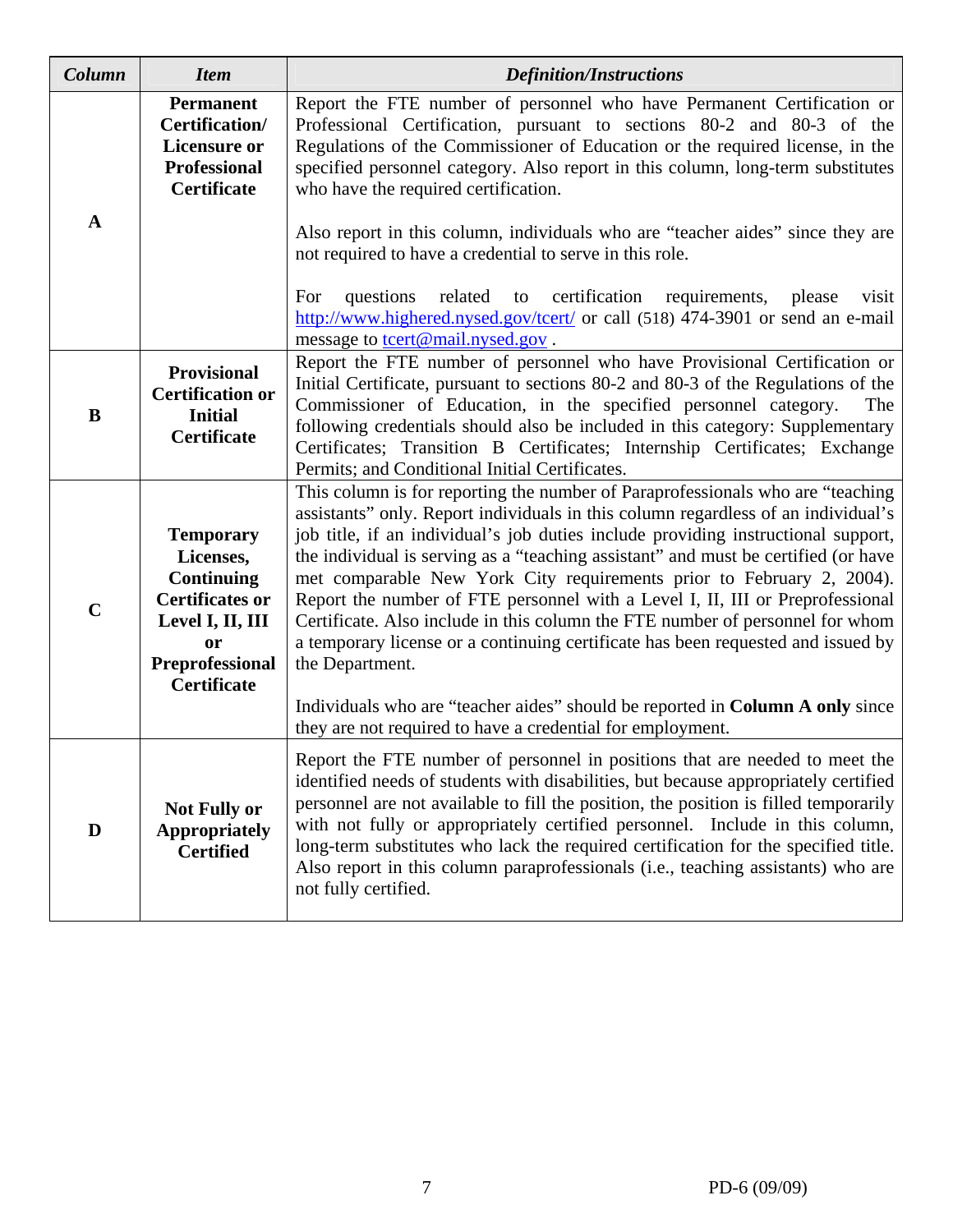| *Column* | *Item* | *Definition/Instructions* |
|---|---|---|
| **A** | **Permanent Certification/ Licensure or Professional Certificate** | Report the FTE number of personnel who have Permanent Certification or Professional Certification, pursuant to sections 80-2 and 80-3 of the Regulations of the Commissioner of Education or the required license, in the specified personnel category. Also report in this column, long-term substitutes who have the required certification.<br><br>Also report in this column, individuals who are "teacher aides" since they are not required to have a credential to serve in this role.<br><br>For questions related to certification requirements, please visit http://www.highered.nysed.gov/tcert/ or call (518) 474-3901 or send an e-mail message to tcert@mail.nysed.gov . |
| **B** | **Provisional Certification or Initial Certificate** | Report the FTE number of personnel who have Provisional Certification or Initial Certificate, pursuant to sections 80-2 and 80-3 of the Regulations of the Commissioner of Education, in the specified personnel category. The following credentials should also be included in this category: Supplementary Certificates; Transition B Certificates; Internship Certificates; Exchange Permits; and Conditional Initial Certificates. |
| **C** | **Temporary Licenses, Continuing Certificates or Level I, II, III or Preprofessional Certificate** | This column is for reporting the number of Paraprofessionals who are "teaching assistants" only. Report individuals in this column regardless of an individual's job title, if an individual's job duties include providing instructional support, the individual is serving as a "teaching assistant" and must be certified (or have met comparable New York City requirements prior to February 2, 2004). Report the number of FTE personnel with a Level I, II, III or Preprofessional Certificate. Also include in this column the FTE number of personnel for whom a temporary license or a continuing certificate has been requested and issued by the Department.<br><br>Individuals who are "teacher aides" should be reported in **Column A only** since they are not required to have a credential for employment. |
| **D** | **Not Fully or Appropriately Certified** | Report the FTE number of personnel in positions that are needed to meet the identified needs of students with disabilities, but because appropriately certified personnel are not available to fill the position, the position is filled temporarily with not fully or appropriately certified personnel. Include in this column, long-term substitutes who lack the required certification for the specified title. Also report in this column paraprofessionals (i.e., teaching assistants) who are not fully certified. |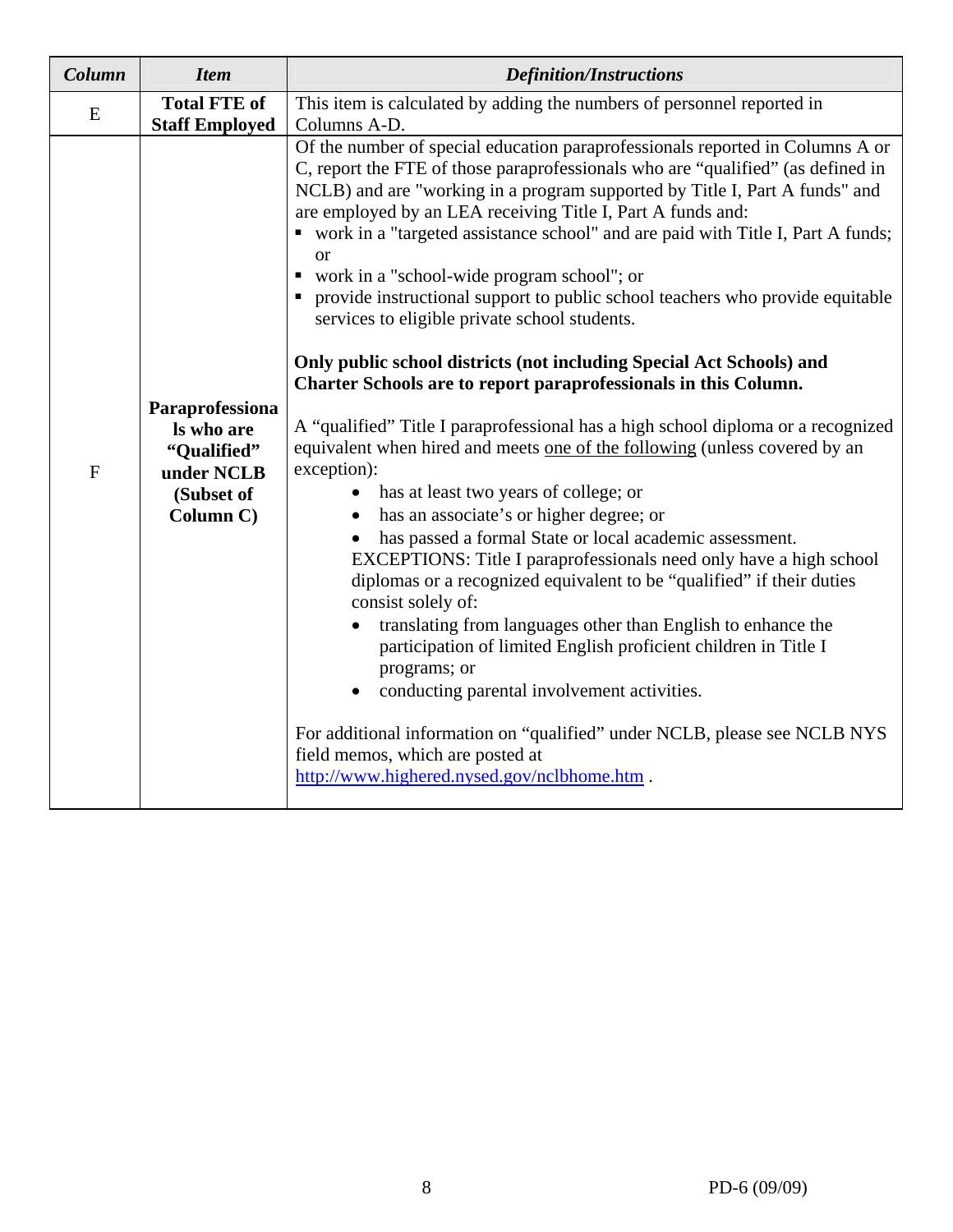| Column | Item | Definition/Instructions |
|---|---|---|
| E | **Total FTE of Staff Employed** | This item is calculated by adding the numbers of personnel reported in Columns A-D. |
| F | **Paraprofessionals who are "Qualified" under NCLB (Subset of Column C)** | Of the number of special education paraprofessionals reported in Columns A or C, report the FTE of those paraprofessionals who are "qualified" (as defined in NCLB) and are "working in a program supported by Title I, Part A funds" and are employed by an LEA receiving Title I, Part A funds and:<br>▪ work in a "targeted assistance school" and are paid with Title I, Part A funds; or<br>▪ work in a "school-wide program school"; or<br>▪ provide instructional support to public school teachers who provide equitable services to eligible private school students.<br><br>**Only public school districts (not including Special Act Schools) and Charter Schools are to report paraprofessionals in this Column.**<br><br>A "qualified" Title I paraprofessional has a high school diploma or a recognized equivalent when hired and meets <u>one of the following</u> (unless covered by an exception):<br>• has at least two years of college; or<br>• has an associate's or higher degree; or<br>• has passed a formal State or local academic assessment.<br>EXCEPTIONS: Title I paraprofessionals need only have a high school diplomas or a recognized equivalent to be "qualified" if their duties consist solely of:<br>• translating from languages other than English to enhance the participation of limited English proficient children in Title I programs; or<br>• conducting parental involvement activities.<br><br>For additional information on "qualified" under NCLB, please see NCLB NYS field memos, which are posted at http://www.highered.nysed.gov/nclbhome.htm . |

PD-6 (09/09)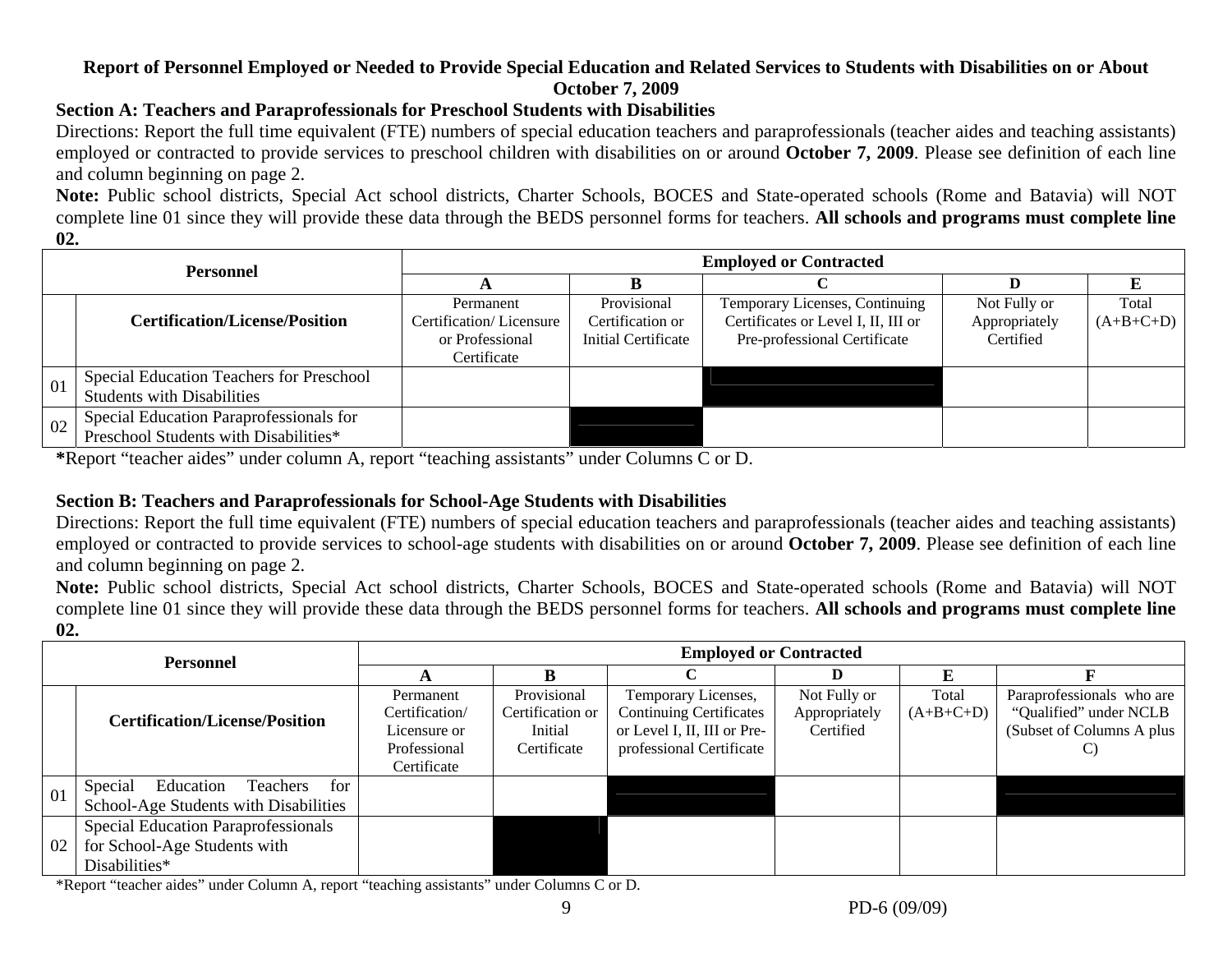**Report of Personnel Employed or Needed to Provide Special Education and Related Services to Students with Disabilities on or About October 7, 2009**

**Section A: Teachers and Paraprofessionals for Preschool Students with Disabilities**

Directions: Report the full time equivalent (FTE) numbers of special education teachers and paraprofessionals (teacher aides and teaching assistants) employed or contracted to provide services to preschool children with disabilities on or around **October 7, 2009**. Please see definition of each line and column beginning on page 2.

**Note:** Public school districts, Special Act school districts, Charter Schools, BOCES and State-operated schools (Rome and Batavia) will NOT complete line 01 since they will provide these data through the BEDS personnel forms for teachers. **All schools and programs must complete line 02.**

| Personnel | | Employed or Contracted | | | | |
|---|---|---|---|---|---|---|
| | | **A** | **B** | **C** | **D** | **E** |
| | **Certification/License/Position** | Permanent Certification/ Licensure or Professional Certificate | Provisional Certification or Initial Certificate | Temporary Licenses, Continuing Certificates or Level I, II, III or Pre-professional Certificate | Not Fully or Appropriately Certified | Total (A+B+C+D) |
| 01 | Special Education Teachers for Preschool Students with Disabilities | | | | | |
| 02 | Special Education Paraprofessionals for Preschool Students with Disabilities* | | | | | |

*Report "teacher aides" under column A, report "teaching assistants" under Columns C or D.

**Section B: Teachers and Paraprofessionals for School-Age Students with Disabilities**

Directions: Report the full time equivalent (FTE) numbers of special education teachers and paraprofessionals (teacher aides and teaching assistants) employed or contracted to provide services to school-age students with disabilities on or around **October 7, 2009**. Please see definition of each line and column beginning on page 2.

**Note:** Public school districts, Special Act school districts, Charter Schools, BOCES and State-operated schools (Rome and Batavia) will NOT complete line 01 since they will provide these data through the BEDS personnel forms for teachers. **All schools and programs must complete line 02.**

| Personnel | | Employed or Contracted | | | | | |
|---|---|---|---|---|---|---|---|
| | | **A** | **B** | **C** | **D** | **E** | **F** |
| | **Certification/License/Position** | Permanent Certification/ Licensure or Professional Certificate | Provisional Certification or Initial Certificate | Temporary Licenses, Continuing Certificates or Level I, II, III or Pre-professional Certificate | Not Fully or Appropriately Certified | Total (A+B+C+D) | Paraprofessionals who are "Qualified" under NCLB (Subset of Columns A plus C) |
| 01 | Special Education Teachers for School-Age Students with Disabilities | | | | | | |
| 02 | Special Education Paraprofessionals for School-Age Students with Disabilities* | | | | | | |

*Report "teacher aides" under Column A, report "teaching assistants" under Columns C or D.

PD-6 (09/09)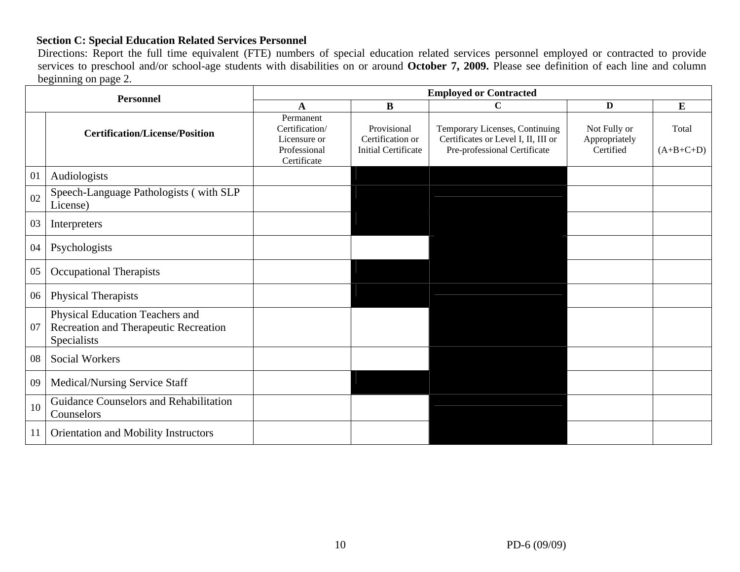**Section C: Special Education Related Services Personnel**

Directions: Report the full time equivalent (FTE) numbers of special education related services personnel employed or contracted to provide services to preschool and/or school-age students with disabilities on or around **October 7, 2009.** Please see definition of each line and column beginning on page 2.

| Personnel | | Employed or Contracted | | | | |
|---|---|---|---|---|---|---|
| | | A | B | C | D | E |
| | Certification/License/Position | Permanent Certification/ Licensure or Professional Certificate | Provisional Certification or Initial Certificate | Temporary Licenses, Continuing Certificates or Level I, II, III or Pre-professional Certificate | Not Fully or Appropriately Certified | Total (A+B+C+D) |
| 01 | Audiologists | | | | | |
| 02 | Speech-Language Pathologists ( with SLP License) | | | | | |
| 03 | Interpreters | | | | | |
| 04 | Psychologists | | | | | |
| 05 | Occupational Therapists | | | | | |
| 06 | Physical Therapists | | | | | |
| 07 | Physical Education Teachers and Recreation and Therapeutic Recreation Specialists | | | | | |
| 08 | Social Workers | | | | | |
| 09 | Medical/Nursing Service Staff | | | | | |
| 10 | Guidance Counselors and Rehabilitation Counselors | | | | | |
| 11 | Orientation and Mobility Instructors | | | | | |

PD-6 (09/09)